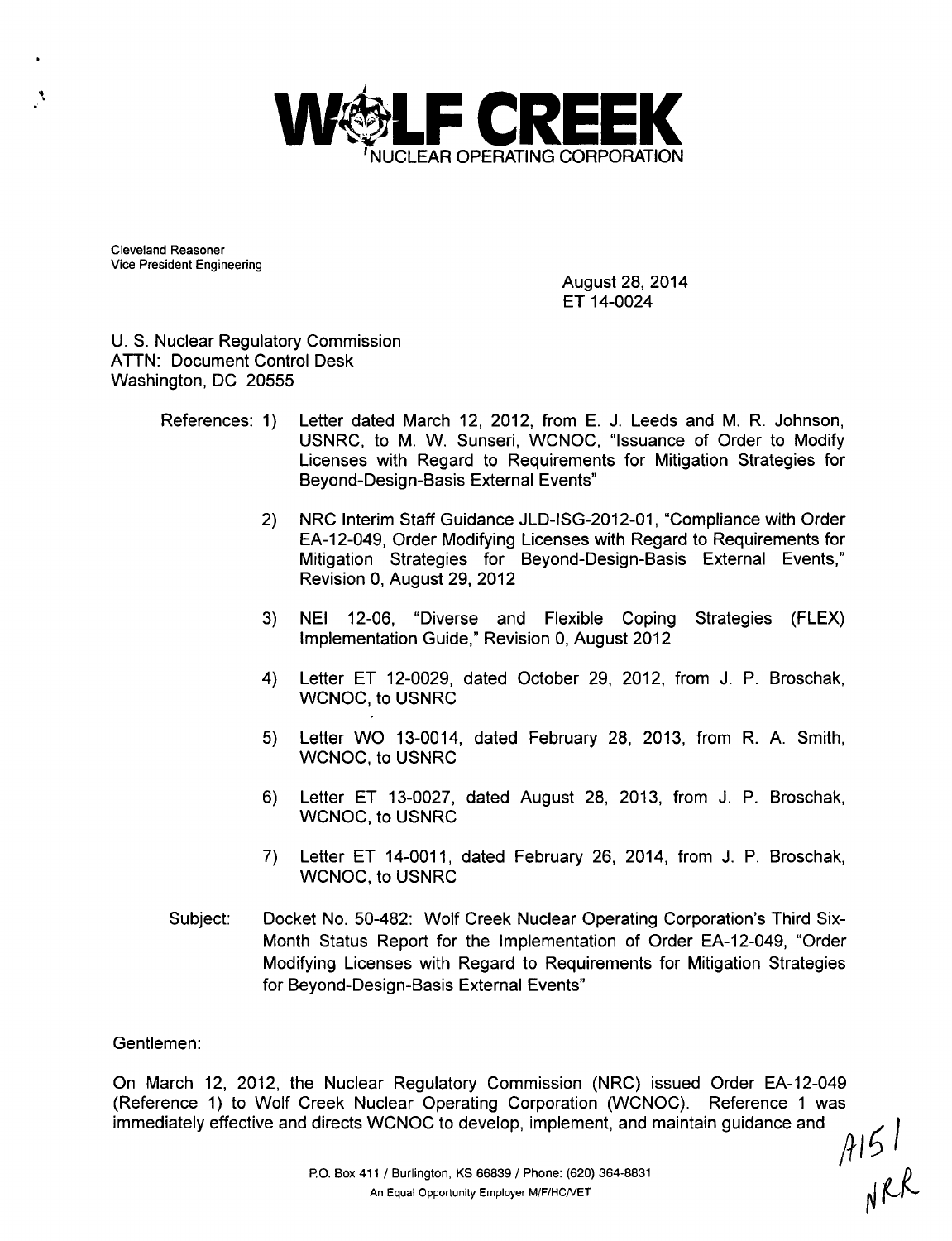# WOLF CREEK NUCLEAR OPERATING CORPORATION

Cleveland Reasoner
Vice President Engineering

August 28, 2014
ET 14-0024

U. S. Nuclear Regulatory Commission
ATTN: Document Control Desk
Washington, DC 20555

References:
1) Letter dated March 12, 2012, from E. J. Leeds and M. R. Johnson, USNRC, to M. W. Sunseri, WCNOC, "Issuance of Order to Modify Licenses with Regard to Requirements for Mitigation Strategies for Beyond-Design-Basis External Events"
2) NRC Interim Staff Guidance JLD-ISG-2012-01, "Compliance with Order EA-12-049, Order Modifying Licenses with Regard to Requirements for Mitigation Strategies for Beyond-Design-Basis External Events," Revision 0, August 29, 2012
3) NEI 12-06, "Diverse and Flexible Coping Strategies (FLEX) Implementation Guide," Revision 0, August 2012
4) Letter ET 12-0029, dated October 29, 2012, from J. P. Broschak, WCNOC, to USNRC
5) Letter WO 13-0014, dated February 28, 2013, from R. A. Smith, WCNOC, to USNRC
6) Letter ET 13-0027, dated August 28, 2013, from J. P. Broschak, WCNOC, to USNRC
7) Letter ET 14-0011, dated February 26, 2014, from J. P. Broschak, WCNOC, to USNRC

Subject: Docket No. 50-482: Wolf Creek Nuclear Operating Corporation's Third Six-Month Status Report for the Implementation of Order EA-12-049, "Order Modifying Licenses with Regard to Requirements for Mitigation Strategies for Beyond-Design-Basis External Events"

Gentlemen:

On March 12, 2012, the Nuclear Regulatory Commission (NRC) issued Order EA-12-049 (Reference 1) to Wolf Creek Nuclear Operating Corporation (WCNOC). Reference 1 was immediately effective and directs WCNOC to develop, implement, and maintain guidance and

A151
NRR

P.O. Box 411 / Burlington, KS 66839 / Phone: (620) 364-8831
An Equal Opportunity Employer M/F/HC/VET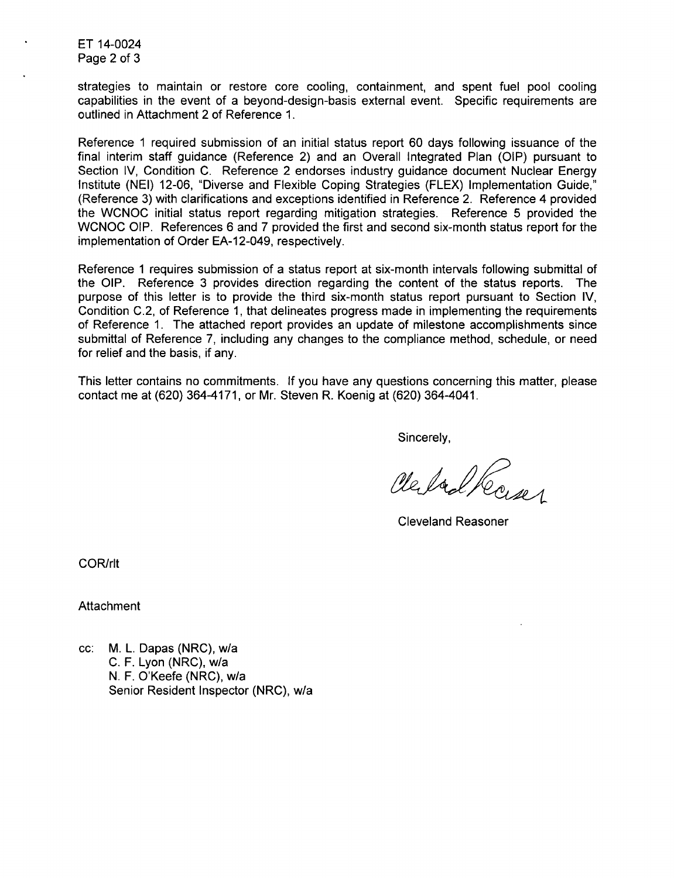strategies to maintain or restore core cooling, containment, and spent fuel pool cooling capabilities in the event of a beyond-design-basis external event. Specific requirements are outlined in Attachment 2 of Reference 1.

Reference 1 required submission of an initial status report 60 days following issuance of the final interim staff guidance (Reference 2) and an Overall Integrated Plan (OIP) pursuant to Section IV, Condition C. Reference 2 endorses industry guidance document Nuclear Energy Institute (NEI) 12-06, "Diverse and Flexible Coping Strategies (FLEX) Implementation Guide," (Reference 3) with clarifications and exceptions identified in Reference 2. Reference 4 provided the WCNOC initial status report regarding mitigation strategies. Reference 5 provided the WCNOC OIP. References 6 and 7 provided the first and second six-month status report for the implementation of Order EA-12-049, respectively.

Reference 1 requires submission of a status report at six-month intervals following submittal of the OIP. Reference 3 provides direction regarding the content of the status reports. The purpose of this letter is to provide the third six-month status report pursuant to Section IV, Condition C.2, of Reference 1, that delineates progress made in implementing the requirements of Reference 1. The attached report provides an update of milestone accomplishments since submittal of Reference 7, including any changes to the compliance method, schedule, or need for relief and the basis, if any.

This letter contains no commitments. If you have any questions concerning this matter, please contact me at (620) 364-4171, or Mr. Steven R. Koenig at (620) 364-4041.

Sincerely,

Cleveland Reasoner

COR/rlt

Attachment

cc: M. L. Dapas (NRC), w/a
C. F. Lyon (NRC), w/a
N. F. O'Keefe (NRC), w/a
Senior Resident Inspector (NRC), w/a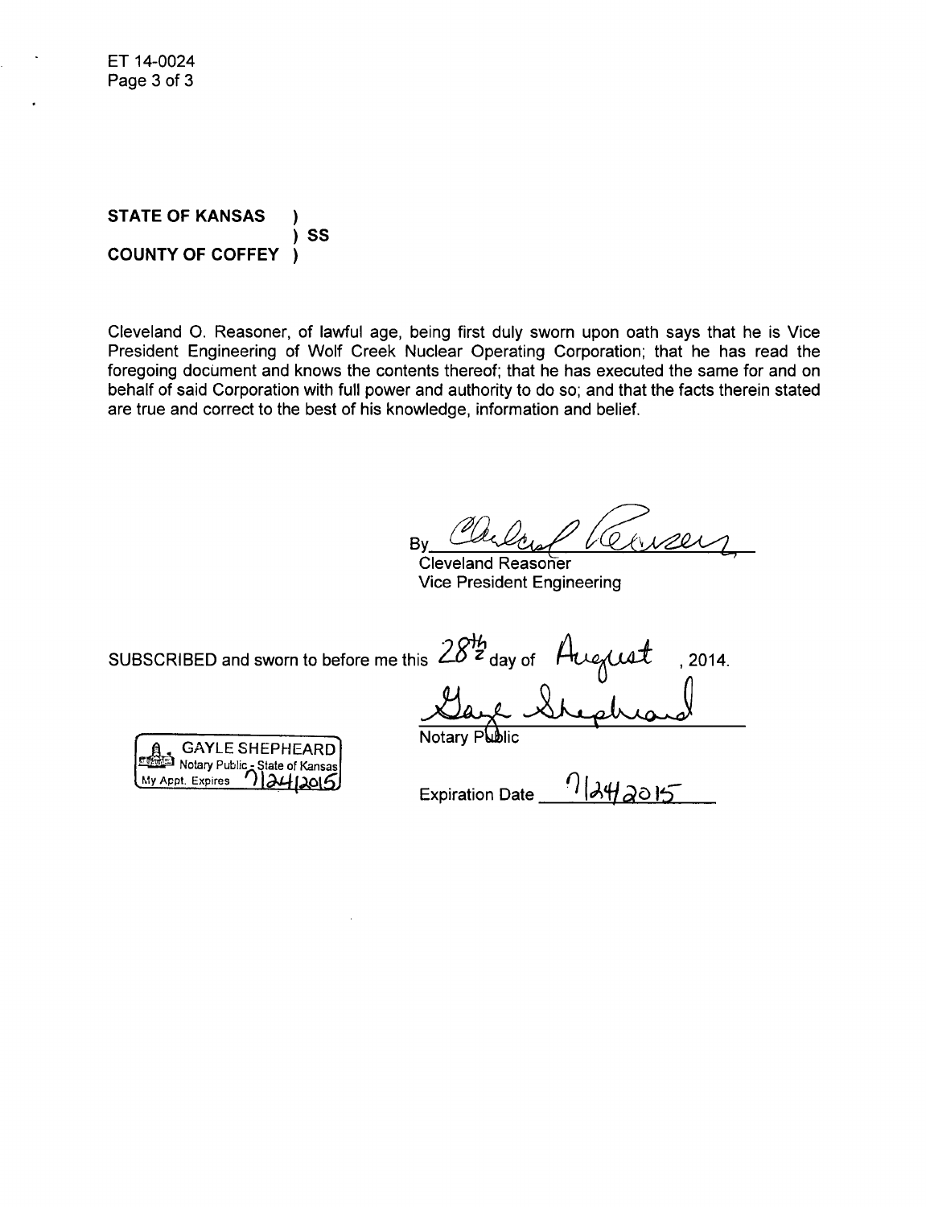**STATE OF KANSAS )**
**) SS**
**COUNTY OF COFFEY )**

Cleveland O. Reasoner, of lawful age, being first duly sworn upon oath says that he is Vice President Engineering of Wolf Creek Nuclear Operating Corporation; that he has read the foregoing document and knows the contents thereof; that he has executed the same for and on behalf of said Corporation with full power and authority to do so; and that the facts therein stated are true and correct to the best of his knowledge, information and belief.

By ______________________
Cleveland Reasoner
Vice President Engineering

SUBSCRIBED and sworn to before me this 28th day of August, 2014.

______________________
Notary Public

GAYLE SHEPHEARD
Notary Public - State of Kansas
My Appt. Expires 7/24/2015

Expiration Date 7/24/2015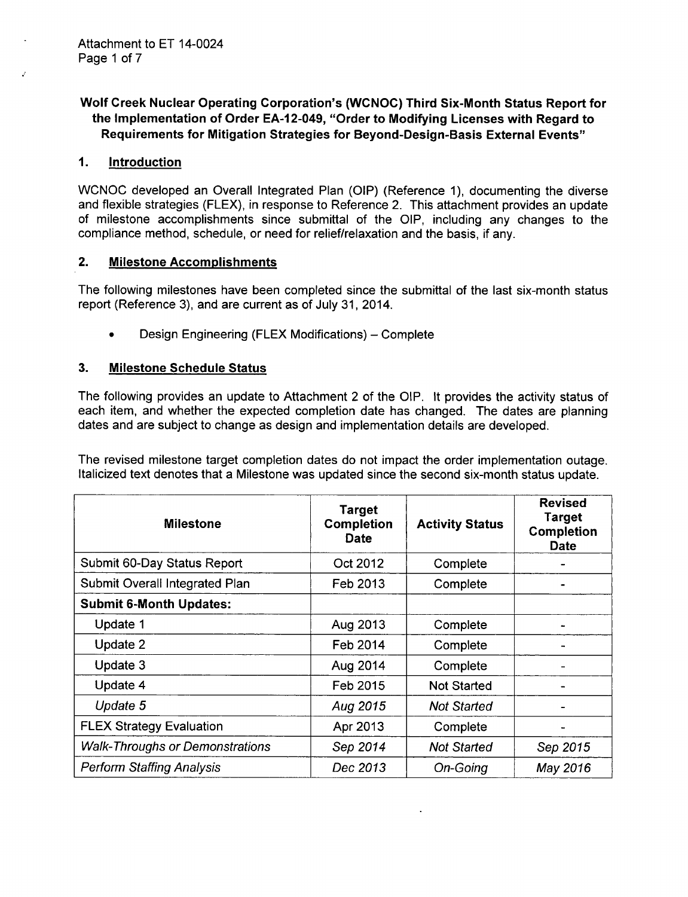**Wolf Creek Nuclear Operating Corporation's (WCNOC) Third Six-Month Status Report for the Implementation of Order EA-12-049, "Order to Modifying Licenses with Regard to Requirements for Mitigation Strategies for Beyond-Design-Basis External Events"**

## 1. Introduction

WCNOC developed an Overall Integrated Plan (OIP) (Reference 1), documenting the diverse and flexible strategies (FLEX), in response to Reference 2. This attachment provides an update of milestone accomplishments since submittal of the OIP, including any changes to the compliance method, schedule, or need for relief/relaxation and the basis, if any.

## 2. Milestone Accomplishments

The following milestones have been completed since the submittal of the last six-month status report (Reference 3), and are current as of July 31, 2014.

- Design Engineering (FLEX Modifications) – Complete

## 3. Milestone Schedule Status

The following provides an update to Attachment 2 of the OIP. It provides the activity status of each item, and whether the expected completion date has changed. The dates are planning dates and are subject to change as design and implementation details are developed.

The revised milestone target completion dates do not impact the order implementation outage. Italicized text denotes that a Milestone was updated since the second six-month status update.

| Milestone | Target Completion Date | Activity Status | Revised Target Completion Date |
|---|---|---|---|
| Submit 60-Day Status Report | Oct 2012 | Complete | - |
| Submit Overall Integrated Plan | Feb 2013 | Complete | - |
| **Submit 6-Month Updates:** | | | |
| Update 1 | Aug 2013 | Complete | - |
| Update 2 | Feb 2014 | Complete | - |
| Update 3 | Aug 2014 | Complete | - |
| Update 4 | Feb 2015 | Not Started | - |
| *Update 5* | *Aug 2015* | *Not Started* | - |
| FLEX Strategy Evaluation | Apr 2013 | Complete | - |
| *Walk-Throughs or Demonstrations* | *Sep 2014* | *Not Started* | *Sep 2015* |
| *Perform Staffing Analysis* | *Dec 2013* | *On-Going* | *May 2016* |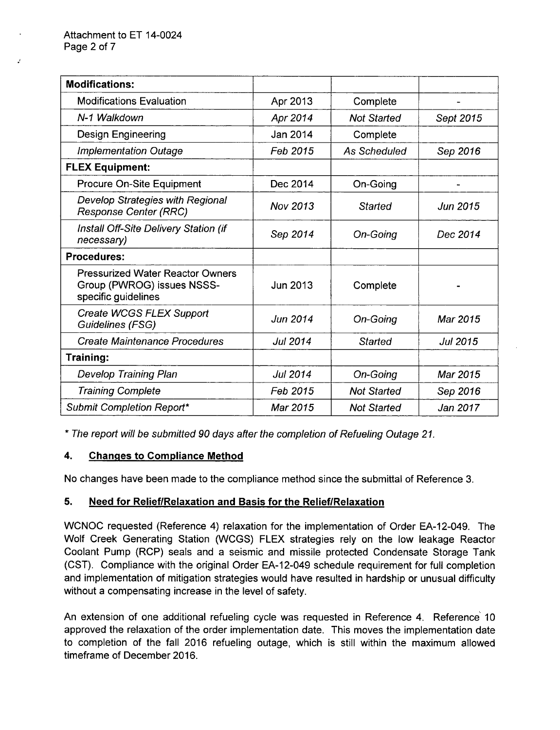| **Modifications:** | | | |
|---|---|---|---|
| Modifications Evaluation | Apr 2013 | Complete | - |
| *N-1 Walkdown* | *Apr 2014* | *Not Started* | *Sept 2015* |
| Design Engineering | Jan 2014 | Complete | |
| *Implementation Outage* | *Feb 2015* | *As Scheduled* | *Sep 2016* |
| **FLEX Equipment:** | | | |
| Procure On-Site Equipment | Dec 2014 | On-Going | - |
| *Develop Strategies with Regional Response Center (RRC)* | *Nov 2013* | *Started* | *Jun 2015* |
| *Install Off-Site Delivery Station (if necessary)* | *Sep 2014* | *On-Going* | *Dec 2014* |
| **Procedures:** | | | |
| Pressurized Water Reactor Owners Group (PWROG) issues NSSS-specific guidelines | Jun 2013 | Complete | - |
| *Create WCGS FLEX Support Guidelines (FSG)* | *Jun 2014* | *On-Going* | *Mar 2015* |
| *Create Maintenance Procedures* | *Jul 2014* | *Started* | *Jul 2015* |
| **Training:** | | | |
| *Develop Training Plan* | *Jul 2014* | *On-Going* | *Mar 2015* |
| *Training Complete* | *Feb 2015* | *Not Started* | *Sep 2016* |
| *Submit Completion Report** | *Mar 2015* | *Not Started* | *Jan 2017* |

*\* The report will be submitted 90 days after the completion of Refueling Outage 21.*

## 4. Changes to Compliance Method

No changes have been made to the compliance method since the submittal of Reference 3.

## 5. Need for Relief/Relaxation and Basis for the Relief/Relaxation

WCNOC requested (Reference 4) relaxation for the implementation of Order EA-12-049. The Wolf Creek Generating Station (WCGS) FLEX strategies rely on the low leakage Reactor Coolant Pump (RCP) seals and a seismic and missile protected Condensate Storage Tank (CST). Compliance with the original Order EA-12-049 schedule requirement for full completion and implementation of mitigation strategies would have resulted in hardship or unusual difficulty without a compensating increase in the level of safety.

An extension of one additional refueling cycle was requested in Reference 4. Reference 10 approved the relaxation of the order implementation date. This moves the implementation date to completion of the fall 2016 refueling outage, which is still within the maximum allowed timeframe of December 2016.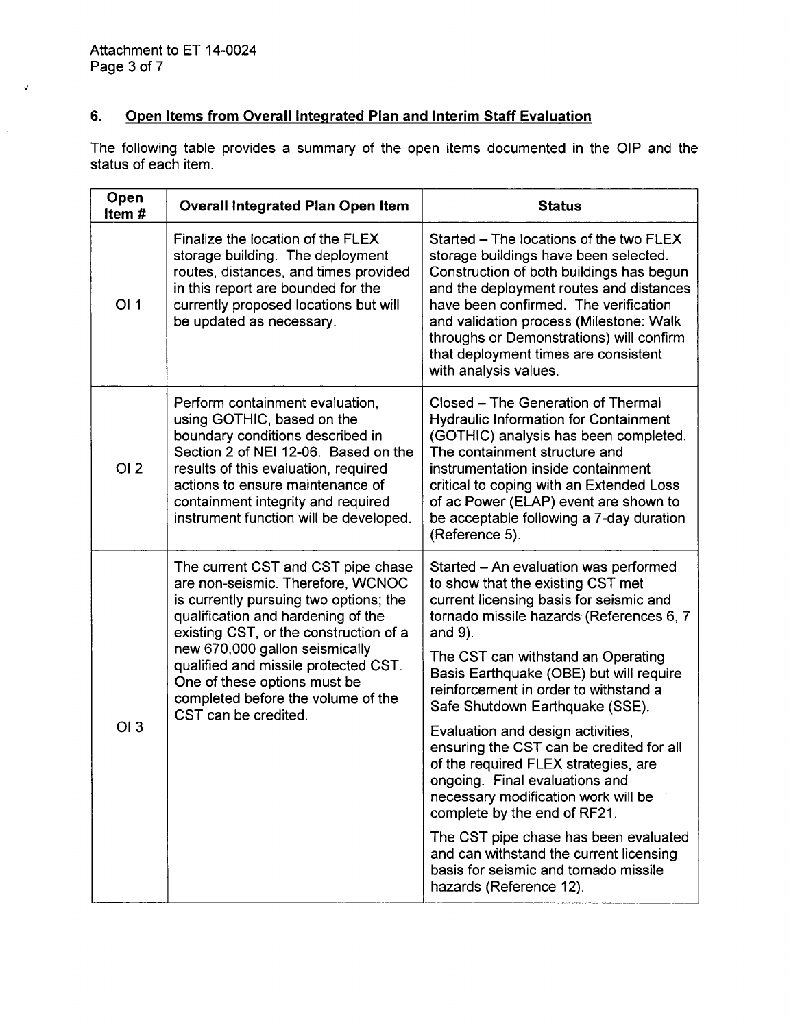## 6. Open Items from Overall Integrated Plan and Interim Staff Evaluation

The following table provides a summary of the open items documented in the OIP and the status of each item.

| Open Item # | Overall Integrated Plan Open Item | Status |
|---|---|---|
| OI 1 | Finalize the location of the FLEX storage building. The deployment routes, distances, and times provided in this report are bounded for the currently proposed locations but will be updated as necessary. | Started – The locations of the two FLEX storage buildings have been selected. Construction of both buildings has begun and the deployment routes and distances have been confirmed. The verification and validation process (Milestone: Walk throughs or Demonstrations) will confirm that deployment times are consistent with analysis values. |
| OI 2 | Perform containment evaluation, using GOTHIC, based on the boundary conditions described in Section 2 of NEI 12-06. Based on the results of this evaluation, required actions to ensure maintenance of containment integrity and required instrument function will be developed. | Closed – The Generation of Thermal Hydraulic Information for Containment (GOTHIC) analysis has been completed. The containment structure and instrumentation inside containment critical to coping with an Extended Loss of ac Power (ELAP) event are shown to be acceptable following a 7-day duration (Reference 5). |
| OI 3 | The current CST and CST pipe chase are non-seismic. Therefore, WCNOC is currently pursuing two options; the qualification and hardening of the existing CST, or the construction of a new 670,000 gallon seismically qualified and missile protected CST. One of these options must be completed before the volume of the CST can be credited. | Started – An evaluation was performed to show that the existing CST met current licensing basis for seismic and tornado missile hazards (References 6, 7 and 9).<br><br>The CST can withstand an Operating Basis Earthquake (OBE) but will require reinforcement in order to withstand a Safe Shutdown Earthquake (SSE).<br><br>Evaluation and design activities, ensuring the CST can be credited for all of the required FLEX strategies, are ongoing. Final evaluations and necessary modification work will be complete by the end of RF21.<br><br>The CST pipe chase has been evaluated and can withstand the current licensing basis for seismic and tornado missile hazards (Reference 12). |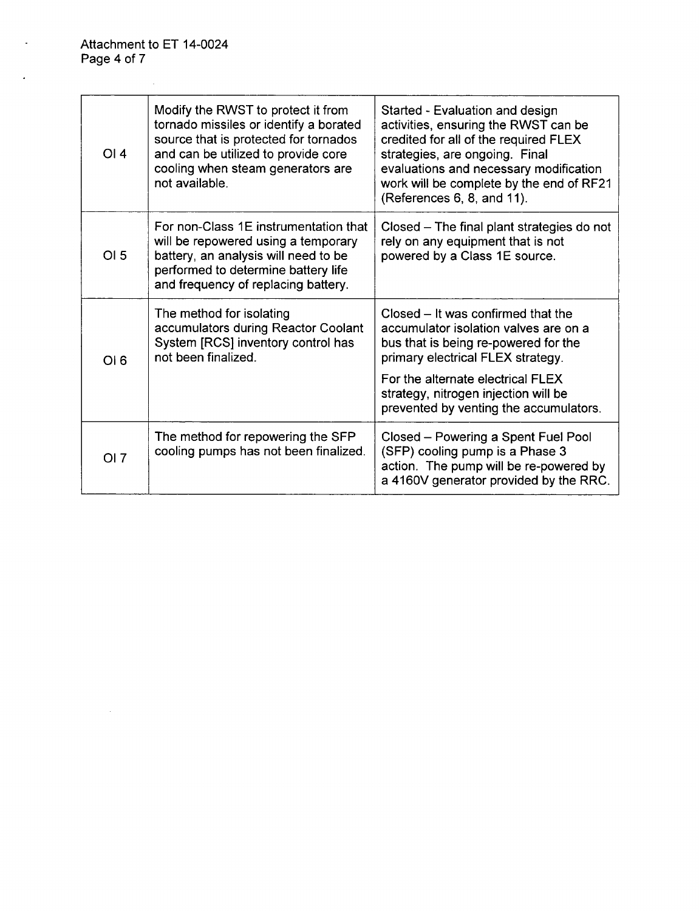| | | |
|---|---|---|
| OI 4 | Modify the RWST to protect it from tornado missiles or identify a borated source that is protected for tornados and can be utilized to provide core cooling when steam generators are not available. | Started - Evaluation and design activities, ensuring the RWST can be credited for all of the required FLEX strategies, are ongoing. Final evaluations and necessary modification work will be complete by the end of RF21 (References 6, 8, and 11). |
| OI 5 | For non-Class 1E instrumentation that will be repowered using a temporary battery, an analysis will need to be performed to determine battery life and frequency of replacing battery. | Closed – The final plant strategies do not rely on any equipment that is not powered by a Class 1E source. |
| OI 6 | The method for isolating accumulators during Reactor Coolant System [RCS] inventory control has not been finalized. | Closed – It was confirmed that the accumulator isolation valves are on a bus that is being re-powered for the primary electrical FLEX strategy.<br><br>For the alternate electrical FLEX strategy, nitrogen injection will be prevented by venting the accumulators. |
| OI 7 | The method for repowering the SFP cooling pumps has not been finalized. | Closed – Powering a Spent Fuel Pool (SFP) cooling pump is a Phase 3 action. The pump will be re-powered by a 4160V generator provided by the RRC. |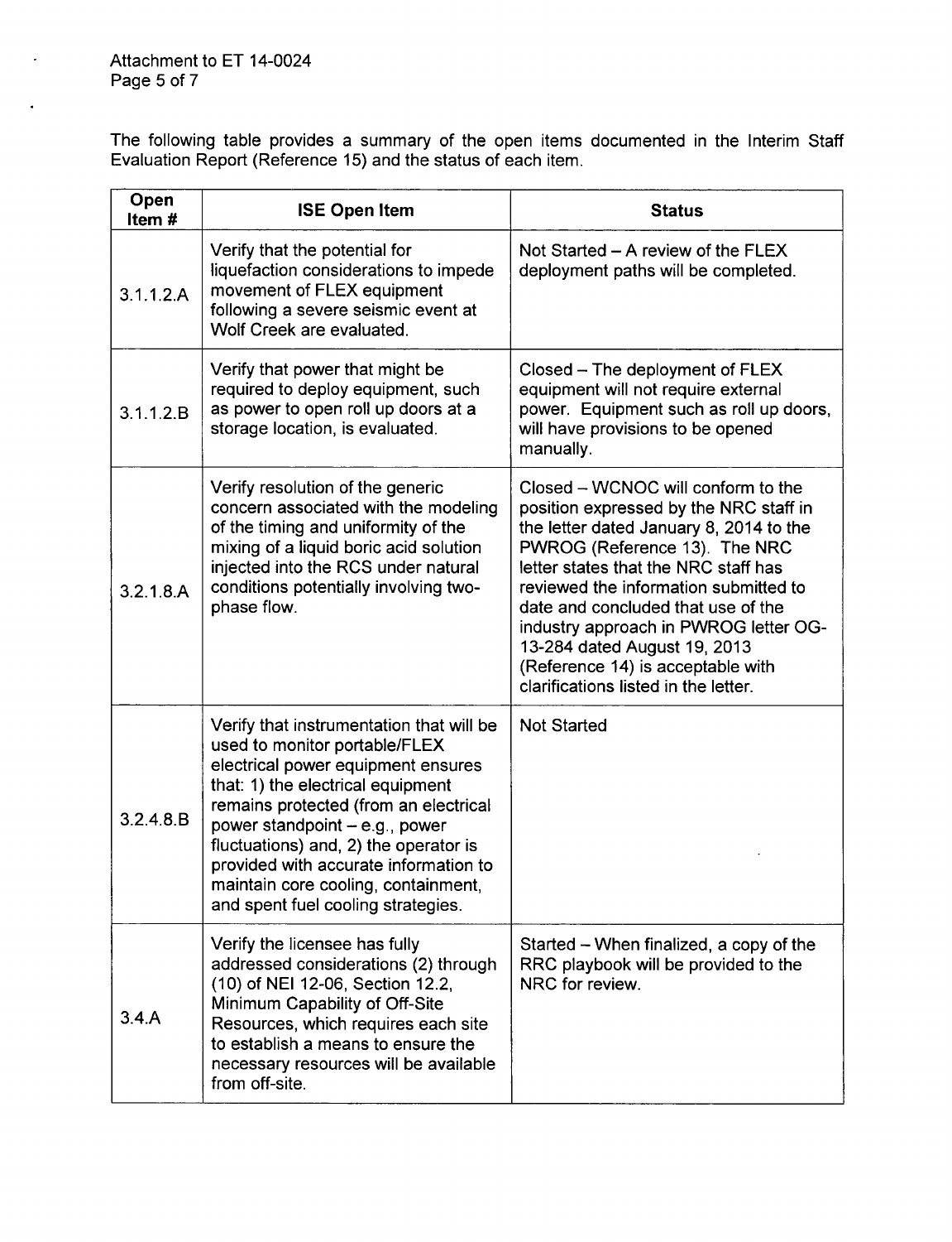The following table provides a summary of the open items documented in the Interim Staff Evaluation Report (Reference 15) and the status of each item.

| Open Item # | ISE Open Item | Status |
|---|---|---|
| 3.1.1.2.A | Verify that the potential for liquefaction considerations to impede movement of FLEX equipment following a severe seismic event at Wolf Creek are evaluated. | Not Started – A review of the FLEX deployment paths will be completed. |
| 3.1.1.2.B | Verify that power that might be required to deploy equipment, such as power to open roll up doors at a storage location, is evaluated. | Closed – The deployment of FLEX equipment will not require external power. Equipment such as roll up doors, will have provisions to be opened manually. |
| 3.2.1.8.A | Verify resolution of the generic concern associated with the modeling of the timing and uniformity of the mixing of a liquid boric acid solution injected into the RCS under natural conditions potentially involving two-phase flow. | Closed – WCNOC will conform to the position expressed by the NRC staff in the letter dated January 8, 2014 to the PWROG (Reference 13). The NRC letter states that the NRC staff has reviewed the information submitted to date and concluded that use of the industry approach in PWROG letter OG-13-284 dated August 19, 2013 (Reference 14) is acceptable with clarifications listed in the letter. |
| 3.2.4.8.B | Verify that instrumentation that will be used to monitor portable/FLEX electrical power equipment ensures that: 1) the electrical equipment remains protected (from an electrical power standpoint – e.g., power fluctuations) and, 2) the operator is provided with accurate information to maintain core cooling, containment, and spent fuel cooling strategies. | Not Started |
| 3.4.A | Verify the licensee has fully addressed considerations (2) through (10) of NEI 12-06, Section 12.2, Minimum Capability of Off-Site Resources, which requires each site to establish a means to ensure the necessary resources will be available from off-site. | Started – When finalized, a copy of the RRC playbook will be provided to the NRC for review. |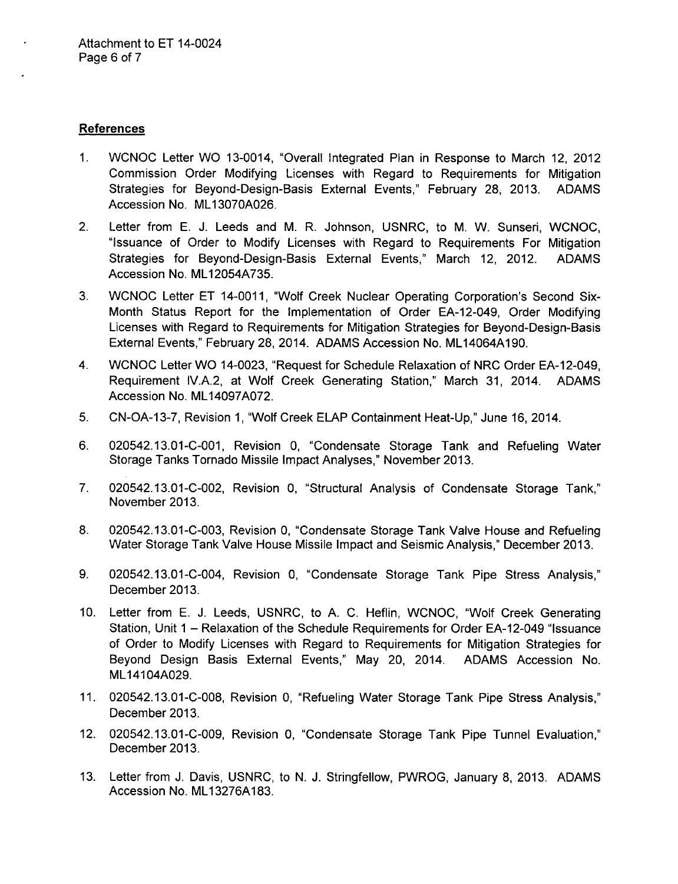## References

1. WCNOC Letter WO 13-0014, "Overall Integrated Plan in Response to March 12, 2012 Commission Order Modifying Licenses with Regard to Requirements for Mitigation Strategies for Beyond-Design-Basis External Events," February 28, 2013. ADAMS Accession No. ML13070A026.

2. Letter from E. J. Leeds and M. R. Johnson, USNRC, to M. W. Sunseri, WCNOC, "Issuance of Order to Modify Licenses with Regard to Requirements For Mitigation Strategies for Beyond-Design-Basis External Events," March 12, 2012. ADAMS Accession No. ML12054A735.

3. WCNOC Letter ET 14-0011, "Wolf Creek Nuclear Operating Corporation's Second Six-Month Status Report for the Implementation of Order EA-12-049, Order Modifying Licenses with Regard to Requirements for Mitigation Strategies for Beyond-Design-Basis External Events," February 28, 2014. ADAMS Accession No. ML14064A190.

4. WCNOC Letter WO 14-0023, "Request for Schedule Relaxation of NRC Order EA-12-049, Requirement IV.A.2, at Wolf Creek Generating Station," March 31, 2014. ADAMS Accession No. ML14097A072.

5. CN-OA-13-7, Revision 1, "Wolf Creek ELAP Containment Heat-Up," June 16, 2014.

6. 020542.13.01-C-001, Revision 0, "Condensate Storage Tank and Refueling Water Storage Tanks Tornado Missile Impact Analyses," November 2013.

7. 020542.13.01-C-002, Revision 0, "Structural Analysis of Condensate Storage Tank," November 2013.

8. 020542.13.01-C-003, Revision 0, "Condensate Storage Tank Valve House and Refueling Water Storage Tank Valve House Missile Impact and Seismic Analysis," December 2013.

9. 020542.13.01-C-004, Revision 0, "Condensate Storage Tank Pipe Stress Analysis," December 2013.

10. Letter from E. J. Leeds, USNRC, to A. C. Heflin, WCNOC, "Wolf Creek Generating Station, Unit 1 – Relaxation of the Schedule Requirements for Order EA-12-049 "Issuance of Order to Modify Licenses with Regard to Requirements for Mitigation Strategies for Beyond Design Basis External Events," May 20, 2014. ADAMS Accession No. ML14104A029.

11. 020542.13.01-C-008, Revision 0, "Refueling Water Storage Tank Pipe Stress Analysis," December 2013.

12. 020542.13.01-C-009, Revision 0, "Condensate Storage Tank Pipe Tunnel Evaluation," December 2013.

13. Letter from J. Davis, USNRC, to N. J. Stringfellow, PWROG, January 8, 2013. ADAMS Accession No. ML13276A183.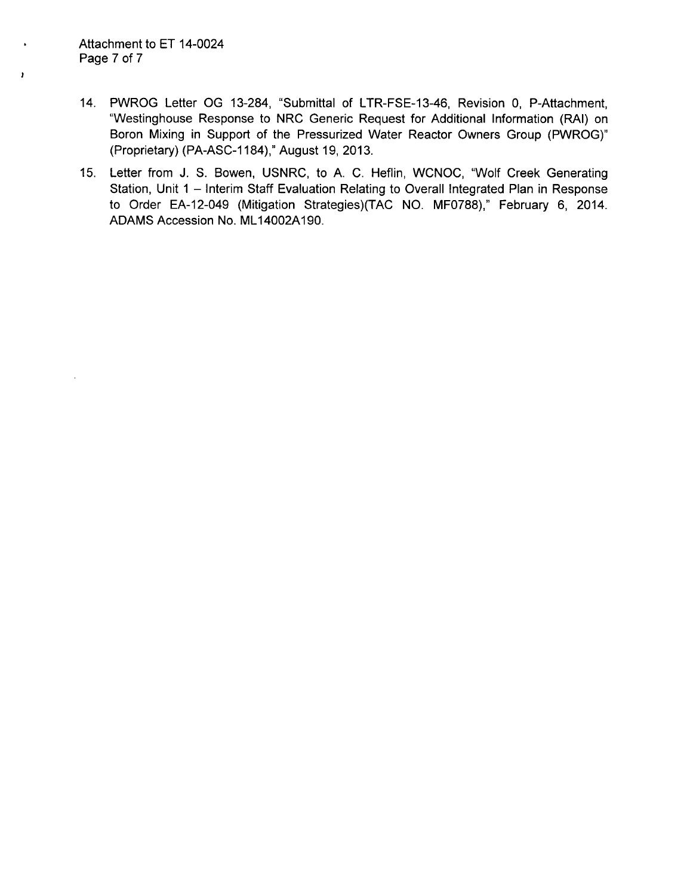14. PWROG Letter OG 13-284, "Submittal of LTR-FSE-13-46, Revision 0, P-Attachment, "Westinghouse Response to NRC Generic Request for Additional Information (RAI) on Boron Mixing in Support of the Pressurized Water Reactor Owners Group (PWROG)" (Proprietary) (PA-ASC-1184)," August 19, 2013.

15. Letter from J. S. Bowen, USNRC, to A. C. Heflin, WCNOC, "Wolf Creek Generating Station, Unit 1 – Interim Staff Evaluation Relating to Overall Integrated Plan in Response to Order EA-12-049 (Mitigation Strategies)(TAC NO. MF0788)," February 6, 2014. ADAMS Accession No. ML14002A190.